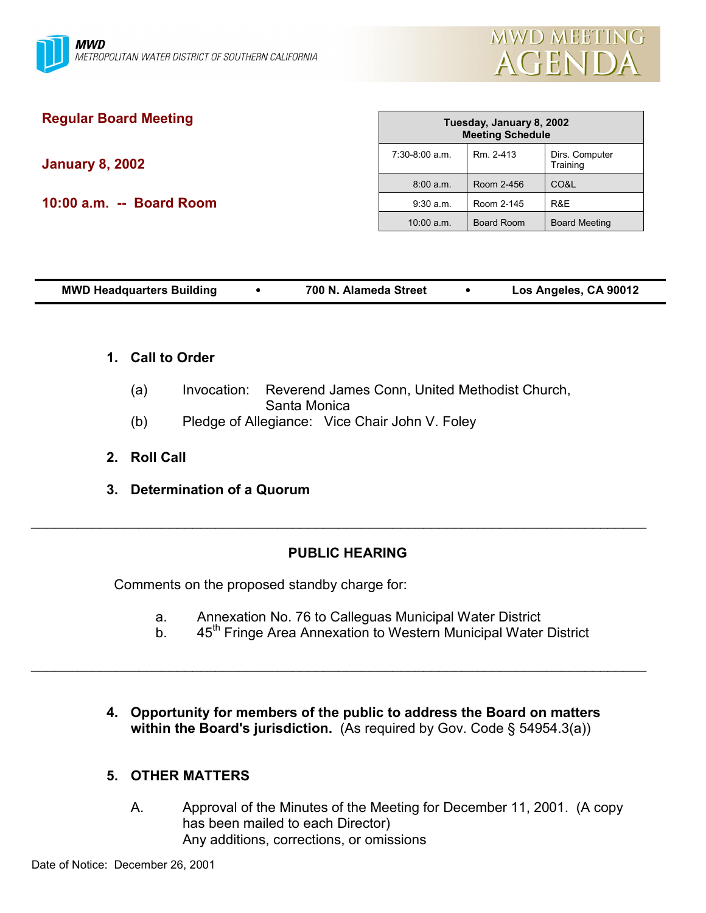MWD
METROPOLITAN WATER DISTRICT OF SOUTHERN CALIFORNIA

# MWD MEETING AGENDA

## Regular Board Meeting

**January 8, 2002**

**10:00 a.m. -- Board Room**

| Tuesday, January 8, 2002 Meeting Schedule | | |
|---|---|---|
| 7:30-8:00 a.m. | Rm. 2-413 | Dirs. Computer Training |
| 8:00 a.m. | Room 2-456 | CO&L |
| 9:30 a.m. | Room 2-145 | R&E |
| 10:00 a.m. | Board Room | Board Meeting |

**MWD Headquarters Building • 700 N. Alameda Street • Los Angeles, CA 90012**

1. **Call to Order**

   (a) Invocation: Reverend James Conn, United Methodist Church, Santa Monica

   (b) Pledge of Allegiance: Vice Chair John V. Foley

2. **Roll Call**

3. **Determination of a Quorum**

---

**PUBLIC HEARING**

Comments on the proposed standby charge for:

a. Annexation No. 76 to Calleguas Municipal Water District

b. 45th Fringe Area Annexation to Western Municipal Water District

---

4. **Opportunity for members of the public to address the Board on matters within the Board's jurisdiction.** (As required by Gov. Code § 54954.3(a))

5. **OTHER MATTERS**

   A. Approval of the Minutes of the Meeting for December 11, 2001. (A copy has been mailed to each Director)
   Any additions, corrections, or omissions

Date of Notice: December 26, 2001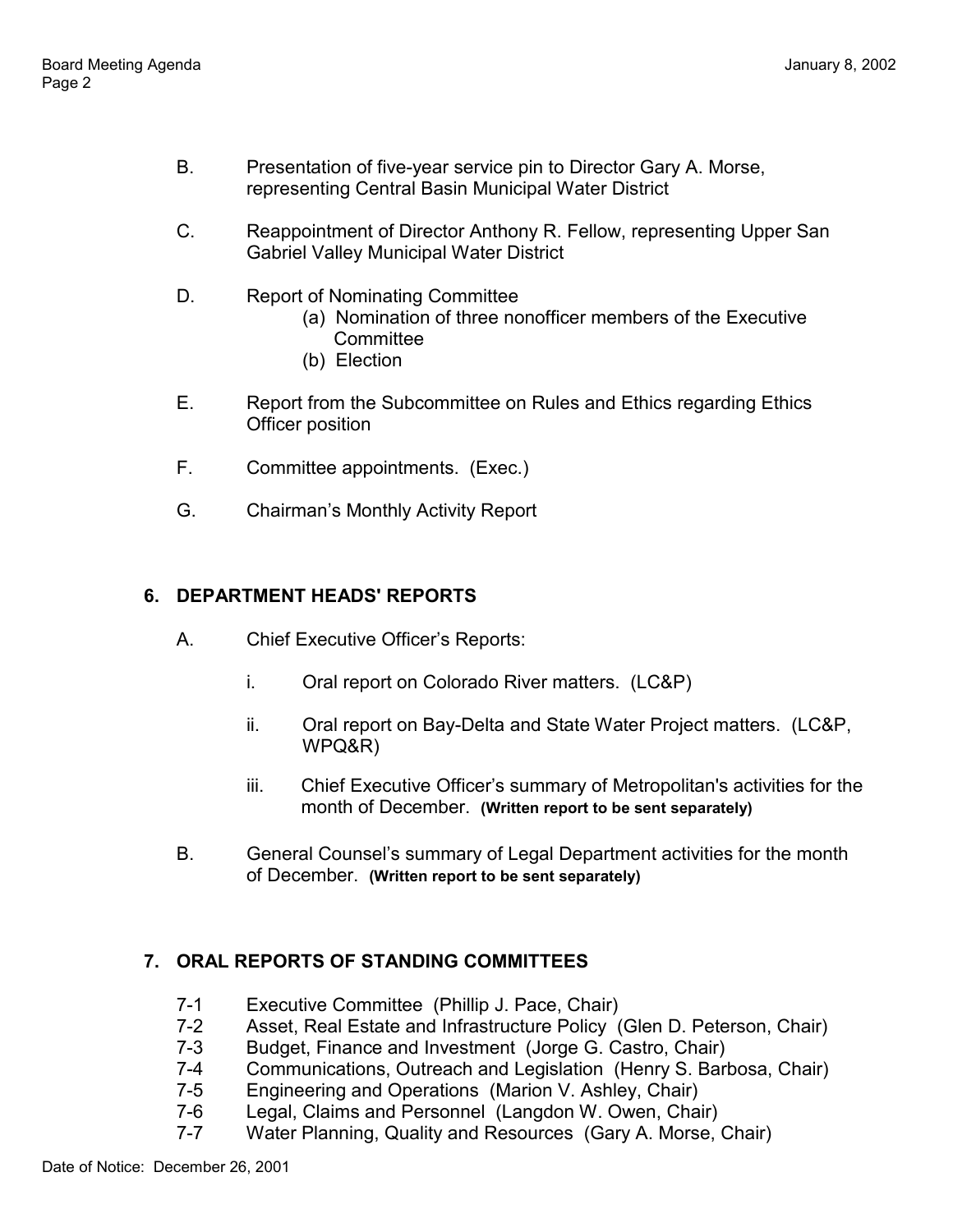B. Presentation of five-year service pin to Director Gary A. Morse, representing Central Basin Municipal Water District

C. Reappointment of Director Anthony R. Fellow, representing Upper San Gabriel Valley Municipal Water District

D. Report of Nominating Committee
   (a) Nomination of three nonofficer members of the Executive Committee
   (b) Election

E. Report from the Subcommittee on Rules and Ethics regarding Ethics Officer position

F. Committee appointments. (Exec.)

G. Chairman's Monthly Activity Report

## 6. DEPARTMENT HEADS' REPORTS

A. Chief Executive Officer's Reports:

   i. Oral report on Colorado River matters. (LC&P)

   ii. Oral report on Bay-Delta and State Water Project matters. (LC&P, WPQ&R)

   iii. Chief Executive Officer's summary of Metropolitan's activities for the month of December. **(Written report to be sent separately)**

B. General Counsel's summary of Legal Department activities for the month of December. **(Written report to be sent separately)**

## 7. ORAL REPORTS OF STANDING COMMITTEES

7-1 Executive Committee (Phillip J. Pace, Chair)
7-2 Asset, Real Estate and Infrastructure Policy (Glen D. Peterson, Chair)
7-3 Budget, Finance and Investment (Jorge G. Castro, Chair)
7-4 Communications, Outreach and Legislation (Henry S. Barbosa, Chair)
7-5 Engineering and Operations (Marion V. Ashley, Chair)
7-6 Legal, Claims and Personnel (Langdon W. Owen, Chair)
7-7 Water Planning, Quality and Resources (Gary A. Morse, Chair)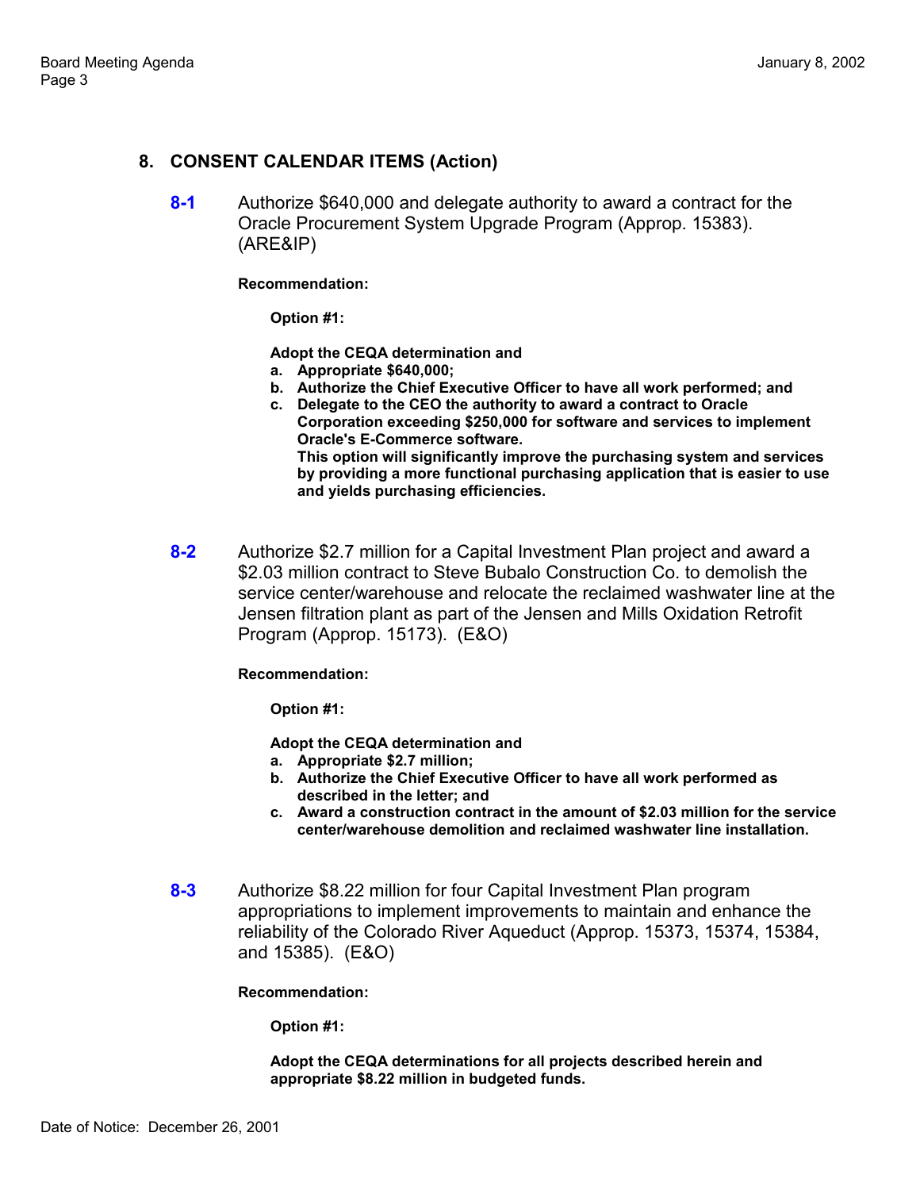## 8. CONSENT CALENDAR ITEMS (Action)

**8-1** Authorize $640,000 and delegate authority to award a contract for the Oracle Procurement System Upgrade Program (Approp. 15383). (ARE&IP)

**Recommendation:**

**Option #1:**

**Adopt the CEQA determination and**

**a. Appropriate $640,000;**

**b. Authorize the Chief Executive Officer to have all work performed; and**

**c. Delegate to the CEO the authority to award a contract to Oracle Corporation exceeding $250,000 for software and services to implement Oracle's E-Commerce software.**
**This option will significantly improve the purchasing system and services by providing a more functional purchasing application that is easier to use and yields purchasing efficiencies.**

**8-2** Authorize $2.7 million for a Capital Investment Plan project and award a $2.03 million contract to Steve Bubalo Construction Co. to demolish the service center/warehouse and relocate the reclaimed washwater line at the Jensen filtration plant as part of the Jensen and Mills Oxidation Retrofit Program (Approp. 15173). (E&O)

**Recommendation:**

**Option #1:**

**Adopt the CEQA determination and**

**a. Appropriate $2.7 million;**

**b. Authorize the Chief Executive Officer to have all work performed as described in the letter; and**

**c. Award a construction contract in the amount of $2.03 million for the service center/warehouse demolition and reclaimed washwater line installation.**

**8-3** Authorize $8.22 million for four Capital Investment Plan program appropriations to implement improvements to maintain and enhance the reliability of the Colorado River Aqueduct (Approp. 15373, 15374, 15384, and 15385). (E&O)

**Recommendation:**

**Option #1:**

**Adopt the CEQA determinations for all projects described herein and appropriate $8.22 million in budgeted funds.**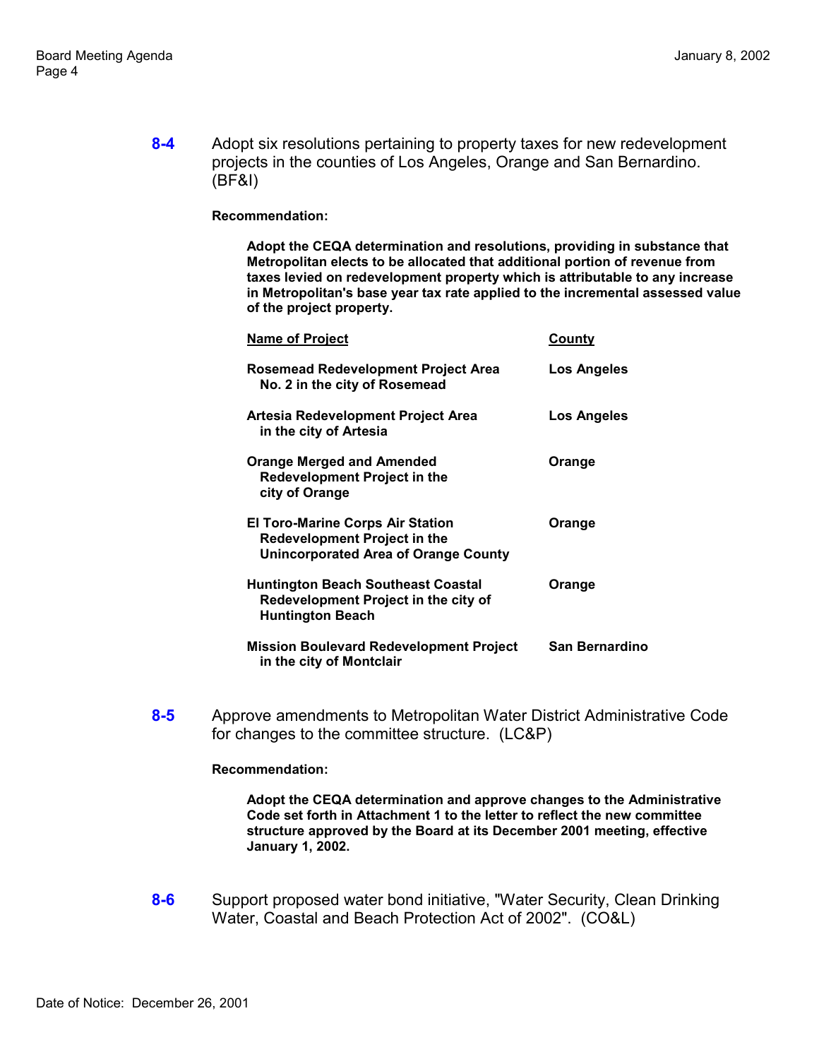**8-4** Adopt six resolutions pertaining to property taxes for new redevelopment projects in the counties of Los Angeles, Orange and San Bernardino. (BF&I)

**Recommendation:**

**Adopt the CEQA determination and resolutions, providing in substance that Metropolitan elects to be allocated that additional portion of revenue from taxes levied on redevelopment property which is attributable to any increase in Metropolitan's base year tax rate applied to the incremental assessed value of the project property.**

| **Name of Project** | **County** |
|---|---|
| **Rosemead Redevelopment Project Area No. 2 in the city of Rosemead** | **Los Angeles** |
| **Artesia Redevelopment Project Area in the city of Artesia** | **Los Angeles** |
| **Orange Merged and Amended Redevelopment Project in the city of Orange** | **Orange** |
| **El Toro-Marine Corps Air Station Redevelopment Project in the Unincorporated Area of Orange County** | **Orange** |
| **Huntington Beach Southeast Coastal Redevelopment Project in the city of Huntington Beach** | **Orange** |
| **Mission Boulevard Redevelopment Project in the city of Montclair** | **San Bernardino** |

**8-5** Approve amendments to Metropolitan Water District Administrative Code for changes to the committee structure. (LC&P)

**Recommendation:**

**Adopt the CEQA determination and approve changes to the Administrative Code set forth in Attachment 1 to the letter to reflect the new committee structure approved by the Board at its December 2001 meeting, effective January 1, 2002.**

**8-6** Support proposed water bond initiative, "Water Security, Clean Drinking Water, Coastal and Beach Protection Act of 2002". (CO&L)

Date of Notice: December 26, 2001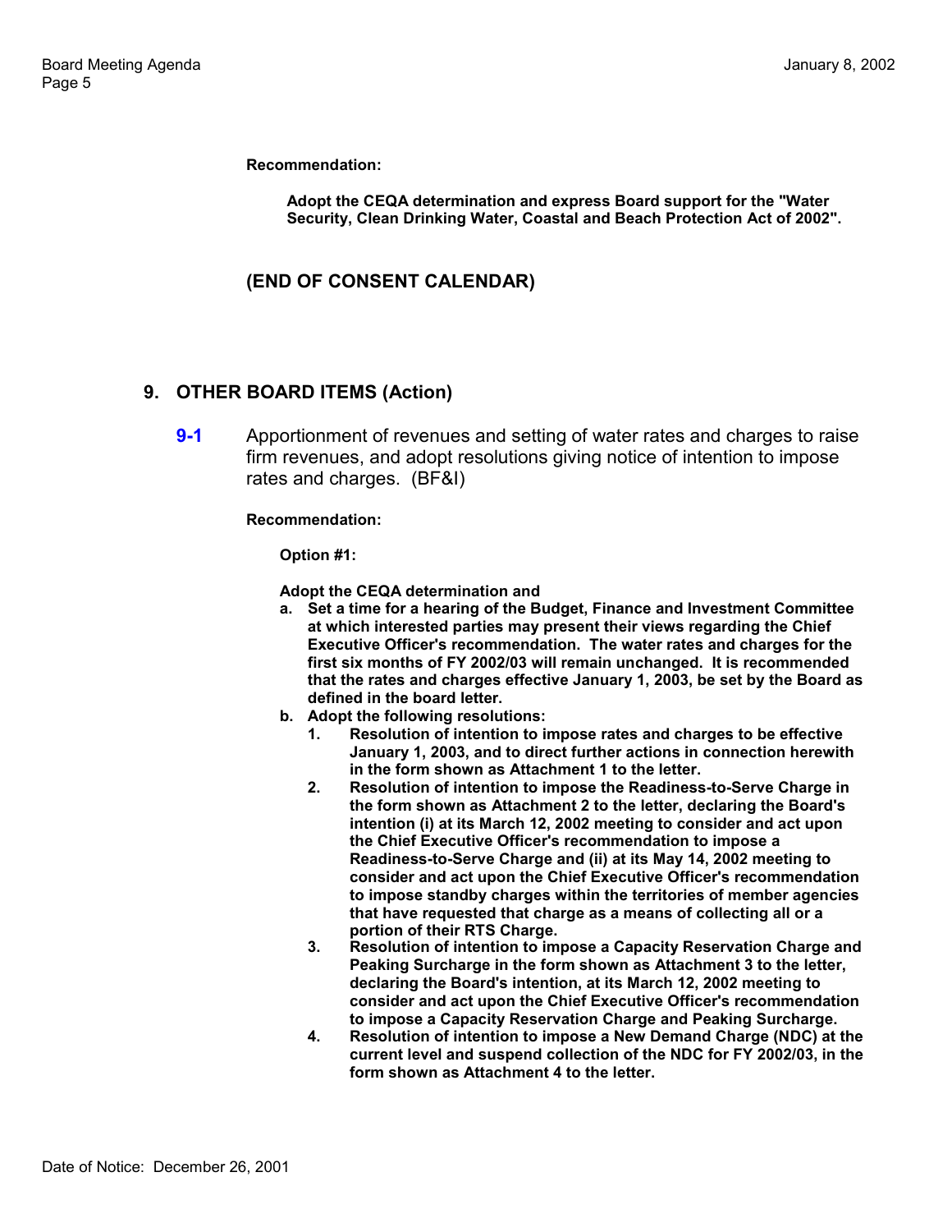**Recommendation:**

**Adopt the CEQA determination and express Board support for the "Water Security, Clean Drinking Water, Coastal and Beach Protection Act of 2002".**

## (END OF CONSENT CALENDAR)

## 9. OTHER BOARD ITEMS (Action)

**9-1** Apportionment of revenues and setting of water rates and charges to raise firm revenues, and adopt resolutions giving notice of intention to impose rates and charges. (BF&I)

**Recommendation:**

**Option #1:**

**Adopt the CEQA determination and**

a. **Set a time for a hearing of the Budget, Finance and Investment Committee at which interested parties may present their views regarding the Chief Executive Officer's recommendation. The water rates and charges for the first six months of FY 2002/03 will remain unchanged. It is recommended that the rates and charges effective January 1, 2003, be set by the Board as defined in the board letter.**
b. **Adopt the following resolutions:**
    1. **Resolution of intention to impose rates and charges to be effective January 1, 2003, and to direct further actions in connection herewith in the form shown as Attachment 1 to the letter.**
    2. **Resolution of intention to impose the Readiness-to-Serve Charge in the form shown as Attachment 2 to the letter, declaring the Board's intention (i) at its March 12, 2002 meeting to consider and act upon the Chief Executive Officer's recommendation to impose a Readiness-to-Serve Charge and (ii) at its May 14, 2002 meeting to consider and act upon the Chief Executive Officer's recommendation to impose standby charges within the territories of member agencies that have requested that charge as a means of collecting all or a portion of their RTS Charge.**
    3. **Resolution of intention to impose a Capacity Reservation Charge and Peaking Surcharge in the form shown as Attachment 3 to the letter, declaring the Board's intention, at its March 12, 2002 meeting to consider and act upon the Chief Executive Officer's recommendation to impose a Capacity Reservation Charge and Peaking Surcharge.**
    4. **Resolution of intention to impose a New Demand Charge (NDC) at the current level and suspend collection of the NDC for FY 2002/03, in the form shown as Attachment 4 to the letter.**

Date of Notice: December 26, 2001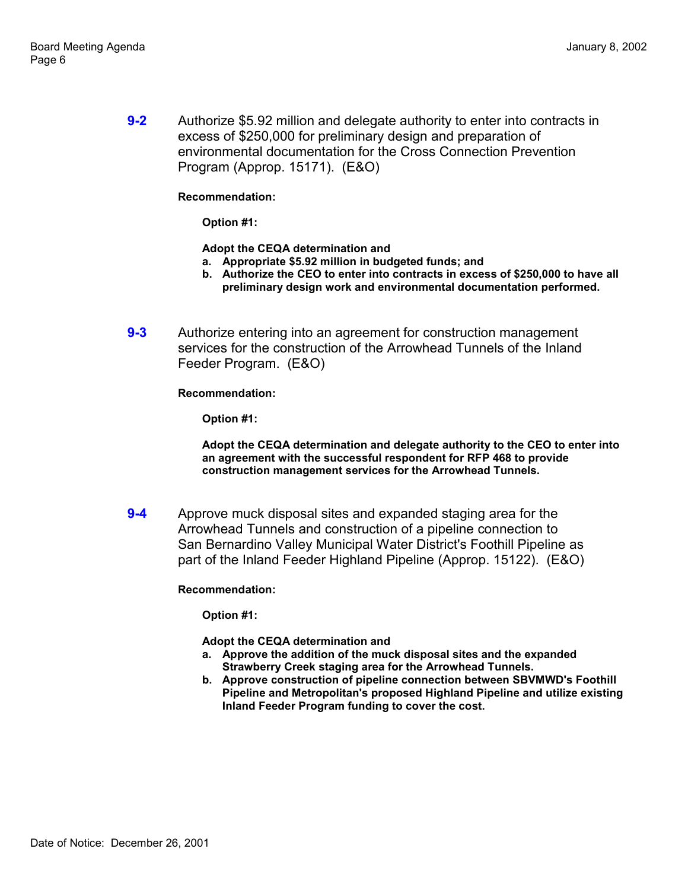**9-2** Authorize $5.92 million and delegate authority to enter into contracts in excess of $250,000 for preliminary design and preparation of environmental documentation for the Cross Connection Prevention Program (Approp. 15171). (E&O)

**Recommendation:**

**Option #1:**

**Adopt the CEQA determination and**

**a. Appropriate $5.92 million in budgeted funds; and**

**b. Authorize the CEO to enter into contracts in excess of $250,000 to have all preliminary design work and environmental documentation performed.**

**9-3** Authorize entering into an agreement for construction management services for the construction of the Arrowhead Tunnels of the Inland Feeder Program. (E&O)

**Recommendation:**

**Option #1:**

**Adopt the CEQA determination and delegate authority to the CEO to enter into an agreement with the successful respondent for RFP 468 to provide construction management services for the Arrowhead Tunnels.**

**9-4** Approve muck disposal sites and expanded staging area for the Arrowhead Tunnels and construction of a pipeline connection to San Bernardino Valley Municipal Water District's Foothill Pipeline as part of the Inland Feeder Highland Pipeline (Approp. 15122). (E&O)

**Recommendation:**

**Option #1:**

**Adopt the CEQA determination and**

**a. Approve the addition of the muck disposal sites and the expanded Strawberry Creek staging area for the Arrowhead Tunnels.**

**b. Approve construction of pipeline connection between SBVMWD's Foothill Pipeline and Metropolitan's proposed Highland Pipeline and utilize existing Inland Feeder Program funding to cover the cost.**

Date of Notice: December 26, 2001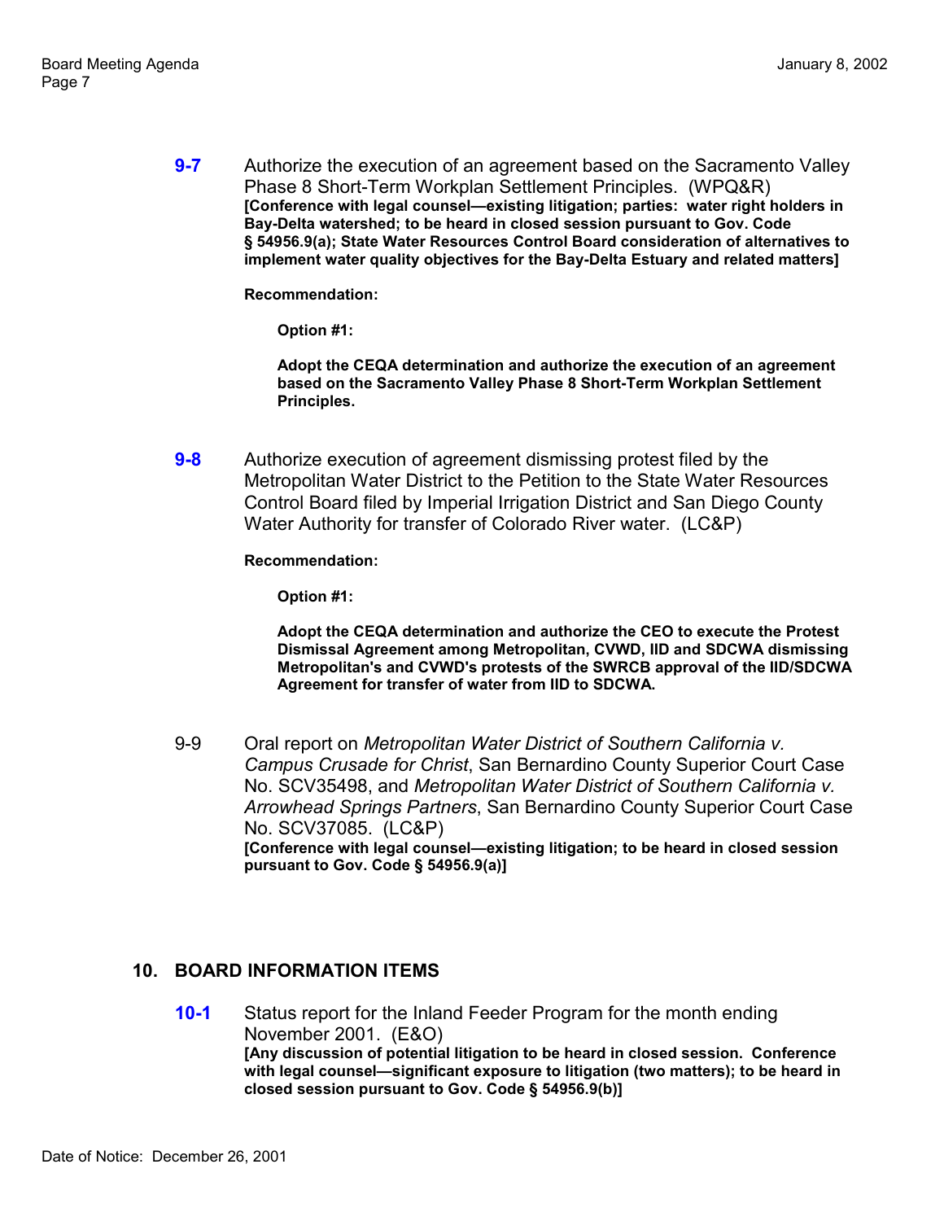**9-7** Authorize the execution of an agreement based on the Sacramento Valley Phase 8 Short-Term Workplan Settlement Principles. (WPQ&R)
**[Conference with legal counsel—existing litigation; parties: water right holders in Bay-Delta watershed; to be heard in closed session pursuant to Gov. Code § 54956.9(a); State Water Resources Control Board consideration of alternatives to implement water quality objectives for the Bay-Delta Estuary and related matters]**

**Recommendation:**

**Option #1:**

**Adopt the CEQA determination and authorize the execution of an agreement based on the Sacramento Valley Phase 8 Short-Term Workplan Settlement Principles.**

**9-8** Authorize execution of agreement dismissing protest filed by the Metropolitan Water District to the Petition to the State Water Resources Control Board filed by Imperial Irrigation District and San Diego County Water Authority for transfer of Colorado River water. (LC&P)

**Recommendation:**

**Option #1:**

**Adopt the CEQA determination and authorize the CEO to execute the Protest Dismissal Agreement among Metropolitan, CVWD, IID and SDCWA dismissing Metropolitan's and CVWD's protests of the SWRCB approval of the IID/SDCWA Agreement for transfer of water from IID to SDCWA.**

9-9 Oral report on *Metropolitan Water District of Southern California v. Campus Crusade for Christ*, San Bernardino County Superior Court Case No. SCV35498, and *Metropolitan Water District of Southern California v. Arrowhead Springs Partners*, San Bernardino County Superior Court Case No. SCV37085. (LC&P)
**[Conference with legal counsel—existing litigation; to be heard in closed session pursuant to Gov. Code § 54956.9(a)]**

## 10. BOARD INFORMATION ITEMS

**10-1** Status report for the Inland Feeder Program for the month ending November 2001. (E&O)
**[Any discussion of potential litigation to be heard in closed session. Conference with legal counsel—significant exposure to litigation (two matters); to be heard in closed session pursuant to Gov. Code § 54956.9(b)]**

Date of Notice: December 26, 2001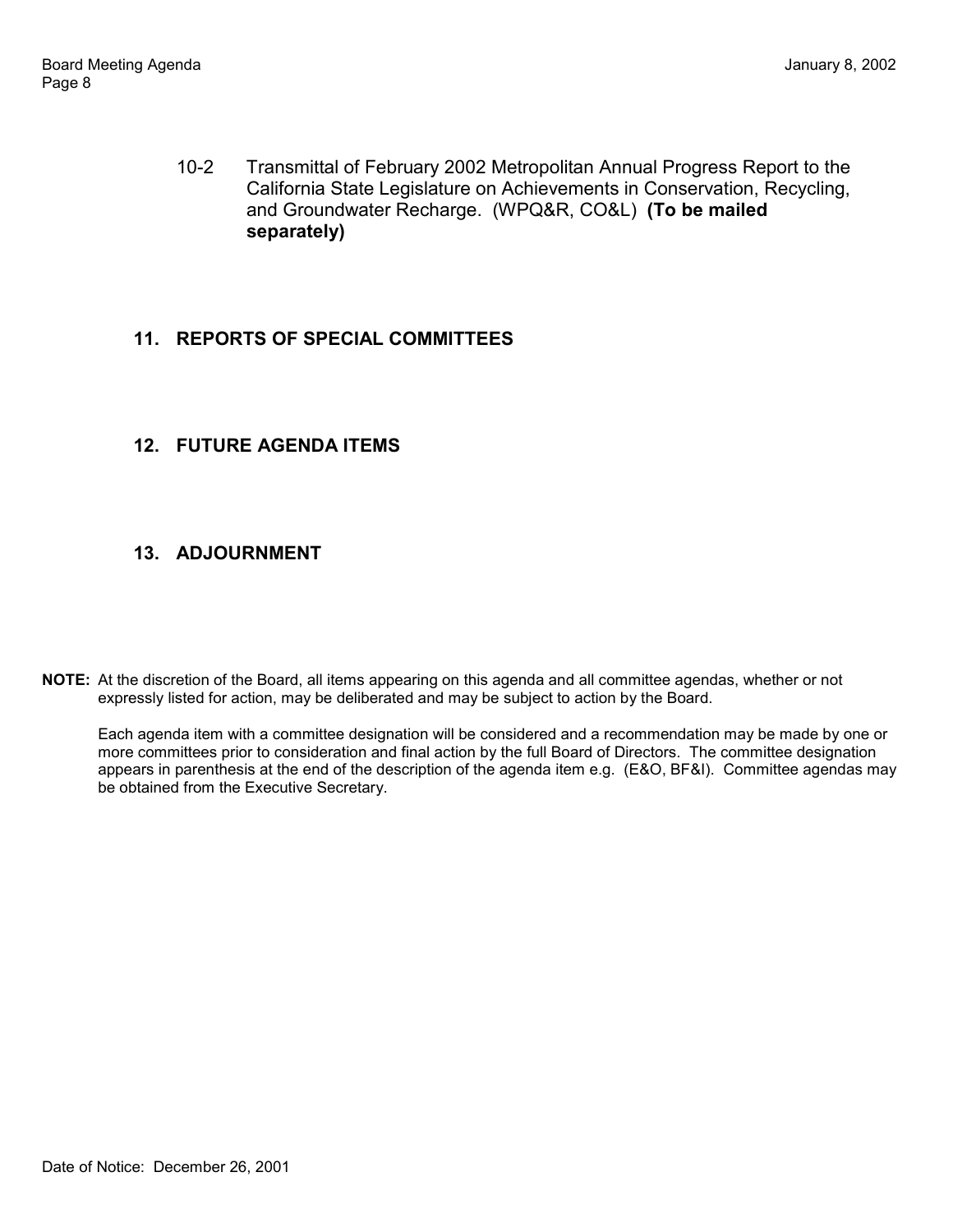10-2 Transmittal of February 2002 Metropolitan Annual Progress Report to the California State Legislature on Achievements in Conservation, Recycling, and Groundwater Recharge. (WPQ&R, CO&L) **(To be mailed separately)**

## 11. REPORTS OF SPECIAL COMMITTEES

## 12. FUTURE AGENDA ITEMS

## 13. ADJOURNMENT

**NOTE:** At the discretion of the Board, all items appearing on this agenda and all committee agendas, whether or not expressly listed for action, may be deliberated and may be subject to action by the Board.

Each agenda item with a committee designation will be considered and a recommendation may be made by one or more committees prior to consideration and final action by the full Board of Directors. The committee designation appears in parenthesis at the end of the description of the agenda item e.g. (E&O, BF&I). Committee agendas may be obtained from the Executive Secretary.

Date of Notice: December 26, 2001